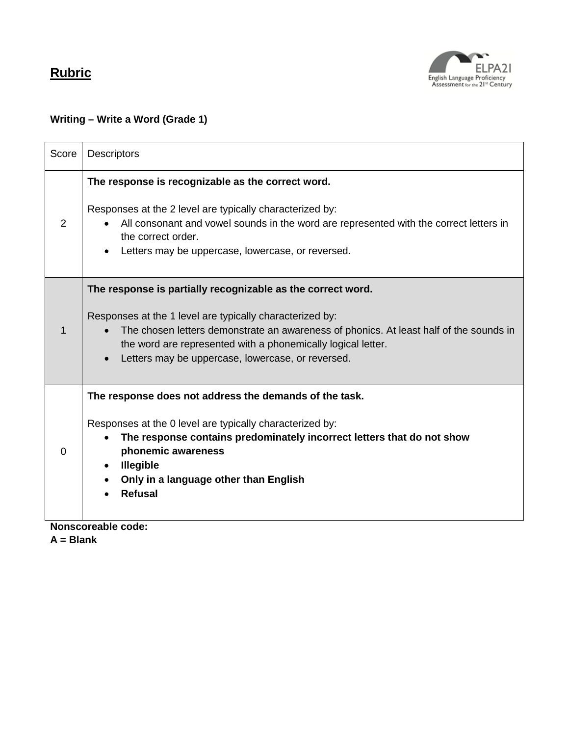## **Rubric**

ELPA21
English Language Proficiency Assessment for the 21st Century

### Writing – Write a Word (Grade 1)

| Score | Descriptors |
|---|---|
| 2 | **The response is recognizable as the correct word.**<br><br>Responses at the 2 level are typically characterized by:<br>• All consonant and vowel sounds in the word are represented with the correct letters in the correct order.<br>• Letters may be uppercase, lowercase, or reversed. |
| 1 | **The response is partially recognizable as the correct word.**<br><br>Responses at the 1 level are typically characterized by:<br>• The chosen letters demonstrate an awareness of phonics. At least half of the sounds in the word are represented with a phonemically logical letter.<br>• Letters may be uppercase, lowercase, or reversed. |
| 0 | **The response does not address the demands of the task.**<br><br>Responses at the 0 level are typically characterized by:<br>• **The response contains predominately incorrect letters that do not show phonemic awareness**<br>• **Illegible**<br>• **Only in a language other than English**<br>• **Refusal** |

**Nonscoreable code:**
**A = Blank**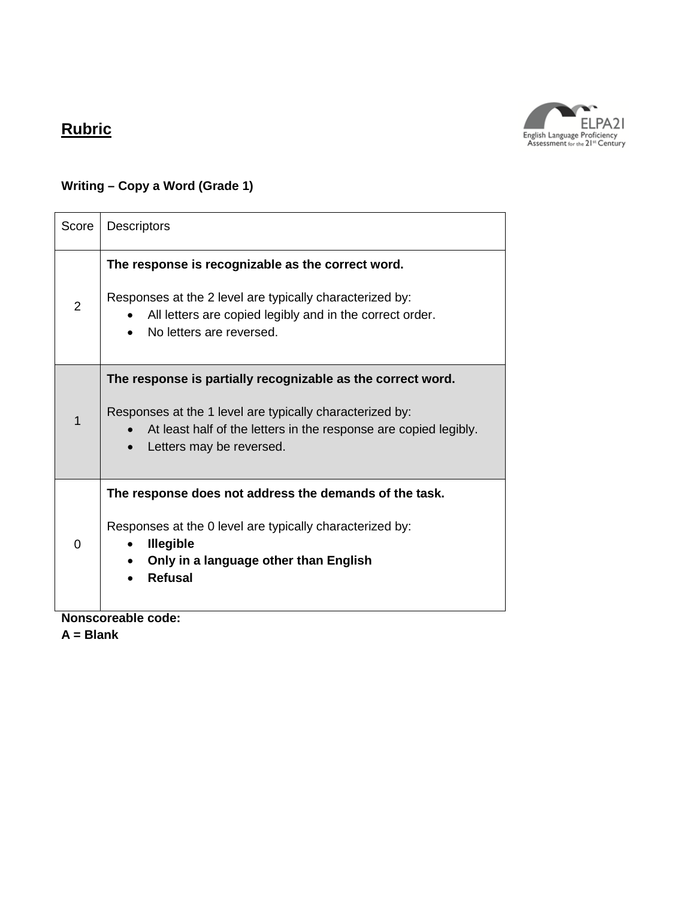## Rubric

**Writing – Copy a Word (Grade 1)**

| Score | Descriptors |
|---|---|
| 2 | **The response is recognizable as the correct word.**<br><br>Responses at the 2 level are typically characterized by:<br>• All letters are copied legibly and in the correct order.<br>• No letters are reversed. |
| 1 | **The response is partially recognizable as the correct word.**<br><br>Responses at the 1 level are typically characterized by:<br>• At least half of the letters in the response are copied legibly.<br>• Letters may be reversed. |
| 0 | **The response does not address the demands of the task.**<br><br>Responses at the 0 level are typically characterized by:<br>• **Illegible**<br>• **Only in a language other than English**<br>• **Refusal** |

**Nonscoreable code:**
**A = Blank**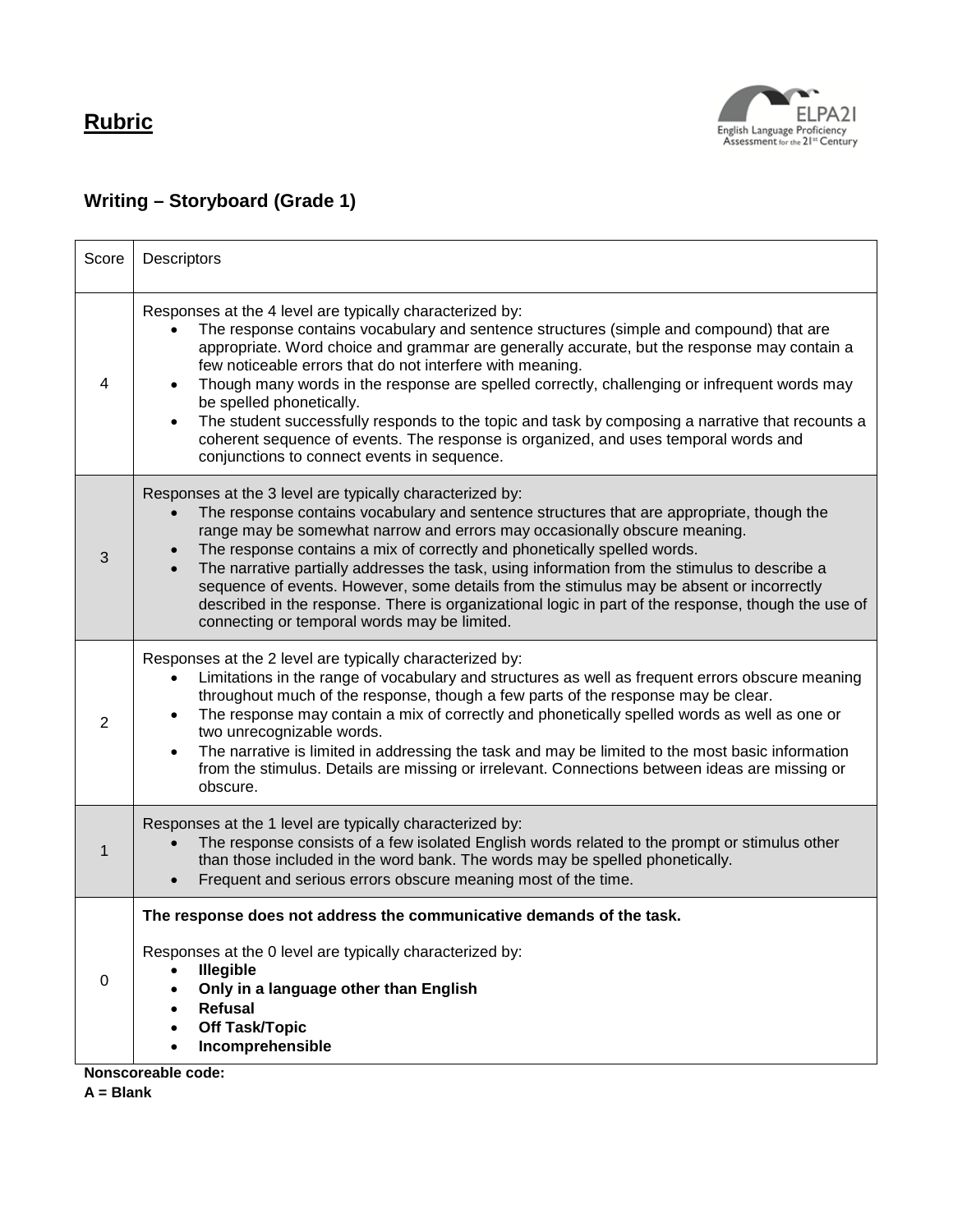# Rubric

## Writing – Storyboard (Grade 1)

| Score | Descriptors |
|---|---|
| 4 | Responses at the 4 level are typically characterized by:<br>• The response contains vocabulary and sentence structures (simple and compound) that are appropriate. Word choice and grammar are generally accurate, but the response may contain a few noticeable errors that do not interfere with meaning.<br>• Though many words in the response are spelled correctly, challenging or infrequent words may be spelled phonetically.<br>• The student successfully responds to the topic and task by composing a narrative that recounts a coherent sequence of events. The response is organized, and uses temporal words and conjunctions to connect events in sequence. |
| 3 | Responses at the 3 level are typically characterized by:<br>• The response contains vocabulary and sentence structures that are appropriate, though the range may be somewhat narrow and errors may occasionally obscure meaning.<br>• The response contains a mix of correctly and phonetically spelled words.<br>• The narrative partially addresses the task, using information from the stimulus to describe a sequence of events. However, some details from the stimulus may be absent or incorrectly described in the response. There is organizational logic in part of the response, though the use of connecting or temporal words may be limited. |
| 2 | Responses at the 2 level are typically characterized by:<br>• Limitations in the range of vocabulary and structures as well as frequent errors obscure meaning throughout much of the response, though a few parts of the response may be clear.<br>• The response may contain a mix of correctly and phonetically spelled words as well as one or two unrecognizable words.<br>• The narrative is limited in addressing the task and may be limited to the most basic information from the stimulus. Details are missing or irrelevant. Connections between ideas are missing or obscure. |
| 1 | Responses at the 1 level are typically characterized by:<br>• The response consists of a few isolated English words related to the prompt or stimulus other than those included in the word bank. The words may be spelled phonetically.<br>• Frequent and serious errors obscure meaning most of the time. |
| 0 | **The response does not address the communicative demands of the task.**<br><br>Responses at the 0 level are typically characterized by:<br>• **Illegible**<br>• **Only in a language other than English**<br>• **Refusal**<br>• **Off Task/Topic**<br>• **Incomprehensible** |

**Nonscoreable code:**
**A = Blank**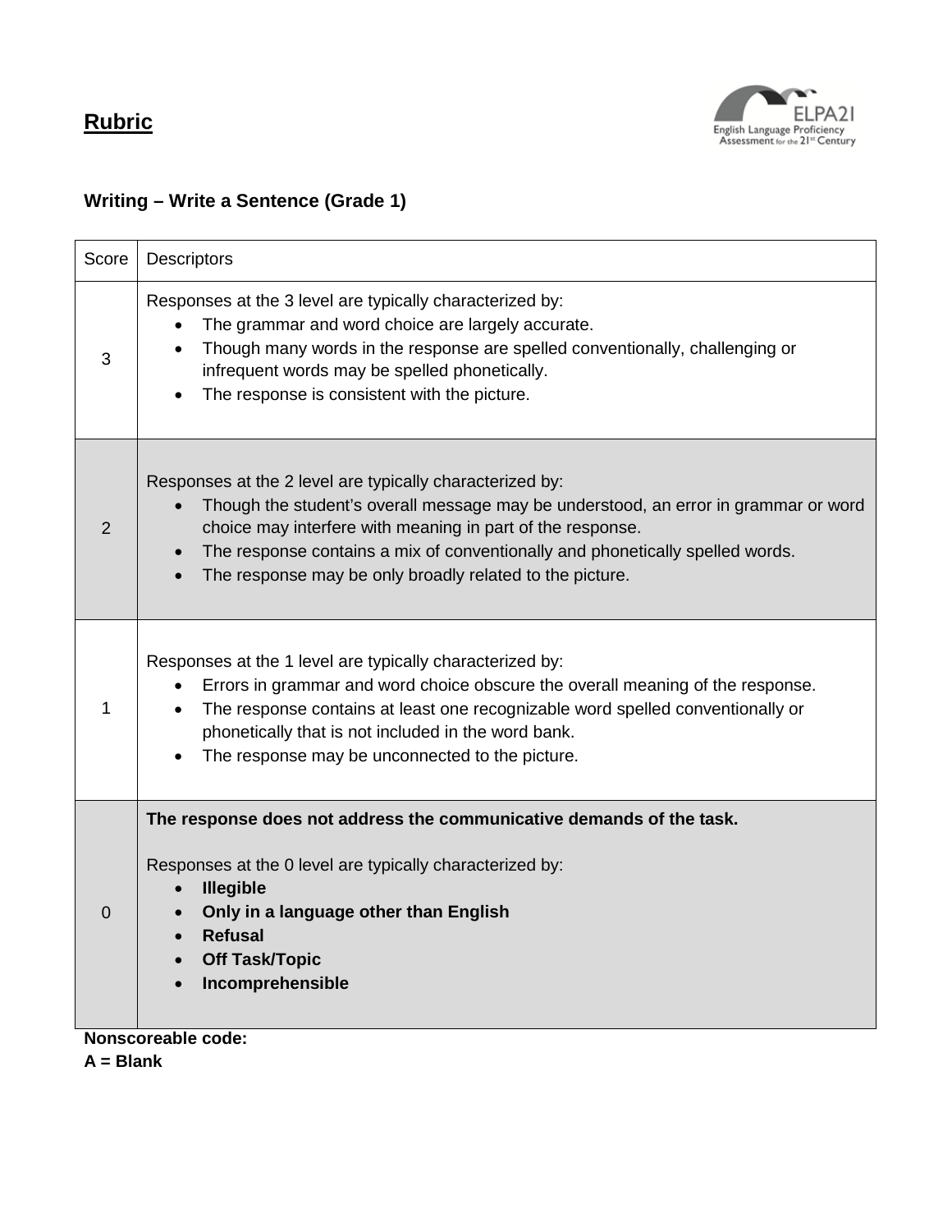# **Rubric**

ELPA21
English Language Proficiency Assessment for the 21st Century

### Writing – Write a Sentence (Grade 1)

| Score | Descriptors |
|---|---|
| 3 | Responses at the 3 level are typically characterized by:<br>• The grammar and word choice are largely accurate.<br>• Though many words in the response are spelled conventionally, challenging or infrequent words may be spelled phonetically.<br>• The response is consistent with the picture. |
| 2 | Responses at the 2 level are typically characterized by:<br>• Though the student's overall message may be understood, an error in grammar or word choice may interfere with meaning in part of the response.<br>• The response contains a mix of conventionally and phonetically spelled words.<br>• The response may be only broadly related to the picture. |
| 1 | Responses at the 1 level are typically characterized by:<br>• Errors in grammar and word choice obscure the overall meaning of the response.<br>• The response contains at least one recognizable word spelled conventionally or phonetically that is not included in the word bank.<br>• The response may be unconnected to the picture. |
| 0 | **The response does not address the communicative demands of the task.**<br><br>Responses at the 0 level are typically characterized by:<br>• **Illegible**<br>• **Only in a language other than English**<br>• **Refusal**<br>• **Off Task/Topic**<br>• **Incomprehensible** |

**Nonscoreable code:**
**A = Blank**